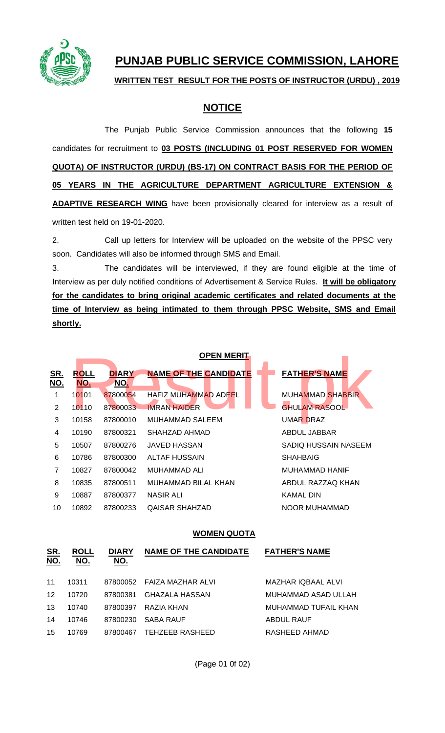# PUNJAB PUBLIC SERVICE COMMISSION, LAHORE

**WRITTEN TEST RESULT FOR THE POSTS OF INSTRUCTOR (URDU) , 2019**

## NOTICE

The Punjab Public Service Commission announces that the following **15** candidates for recruitment to **03 POSTS (INCLUDING 01 POST RESERVED FOR WOMEN QUOTA) OF INSTRUCTOR (URDU) (BS-17) ON CONTRACT BASIS FOR THE PERIOD OF 05 YEARS IN THE AGRICULTURE DEPARTMENT AGRICULTURE EXTENSION & ADAPTIVE RESEARCH WING** have been provisionally cleared for interview as a result of written test held on 19-01-2020.

2. Call up letters for Interview will be uploaded on the website of the PPSC very soon. Candidates will also be informed through SMS and Email.

3. The candidates will be interviewed, if they are found eligible at the time of Interview as per duly notified conditions of Advertisement & Service Rules. **It will be obligatory for the candidates to bring original academic certificates and related documents at the time of Interview as being intimated to them through PPSC Website, SMS and Email shortly.**

### OPEN MERIT

| SR. NO. | ROLL NO. | DIARY NO. | NAME OF THE CANDIDATE | FATHER'S NAME |
|---|---|---|---|---|
| 1 | 10101 | 87800054 | HAFIZ MUHAMMAD ADEEL | MUHAMMAD SHABBIR |
| 2 | 10110 | 87800033 | IMRAN HAIDER | GHULAM RASOOL |
| 3 | 10158 | 87800010 | MUHAMMAD SALEEM | UMAR DRAZ |
| 4 | 10190 | 87800321 | SHAHZAD AHMAD | ABDUL JABBAR |
| 5 | 10507 | 87800276 | JAVED HASSAN | SADIQ HUSSAIN NASEEM |
| 6 | 10786 | 87800300 | ALTAF HUSSAIN | SHAHBAIG |
| 7 | 10827 | 87800042 | MUHAMMAD ALI | MUHAMMAD HANIF |
| 8 | 10835 | 87800511 | MUHAMMAD BILAL KHAN | ABDUL RAZZAQ KHAN |
| 9 | 10887 | 87800377 | NASIR ALI | KAMAL DIN |
| 10 | 10892 | 87800233 | QAISAR SHAHZAD | NOOR MUHAMMAD |

### WOMEN QUOTA

| SR. NO. | ROLL NO. | DIARY NO. | NAME OF THE CANDIDATE | FATHER'S NAME |
|---|---|---|---|---|
| 11 | 10311 | 87800052 | FAIZA MAZHAR ALVI | MAZHAR IQBAAL ALVI |
| 12 | 10720 | 87800381 | GHAZALA HASSAN | MUHAMMAD ASAD ULLAH |
| 13 | 10740 | 87800397 | RAZIA KHAN | MUHAMMAD TUFAIL KHAN |
| 14 | 10746 | 87800230 | SABA RAUF | ABDUL RAUF |
| 15 | 10769 | 87800467 | TEHZEEB RASHEED | RASHEED AHMAD |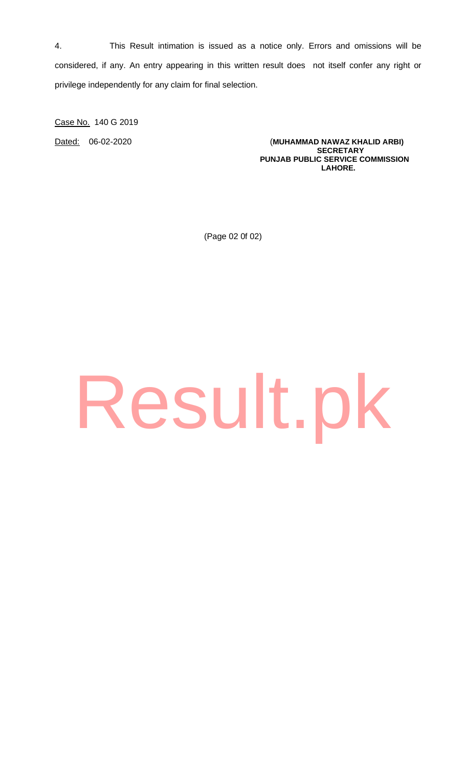4. This Result intimation is issued as a notice only. Errors and omissions will be considered, if any. An entry appearing in this written result does not itself confer any right or privilege independently for any claim for final selection.

Case No. 140 G 2019

Dated: 06-02-2020

**(MUHAMMAD NAWAZ KHALID ARBI)**
**SECRETARY**
**PUNJAB PUBLIC SERVICE COMMISSION**
**LAHORE.**

Result.pk